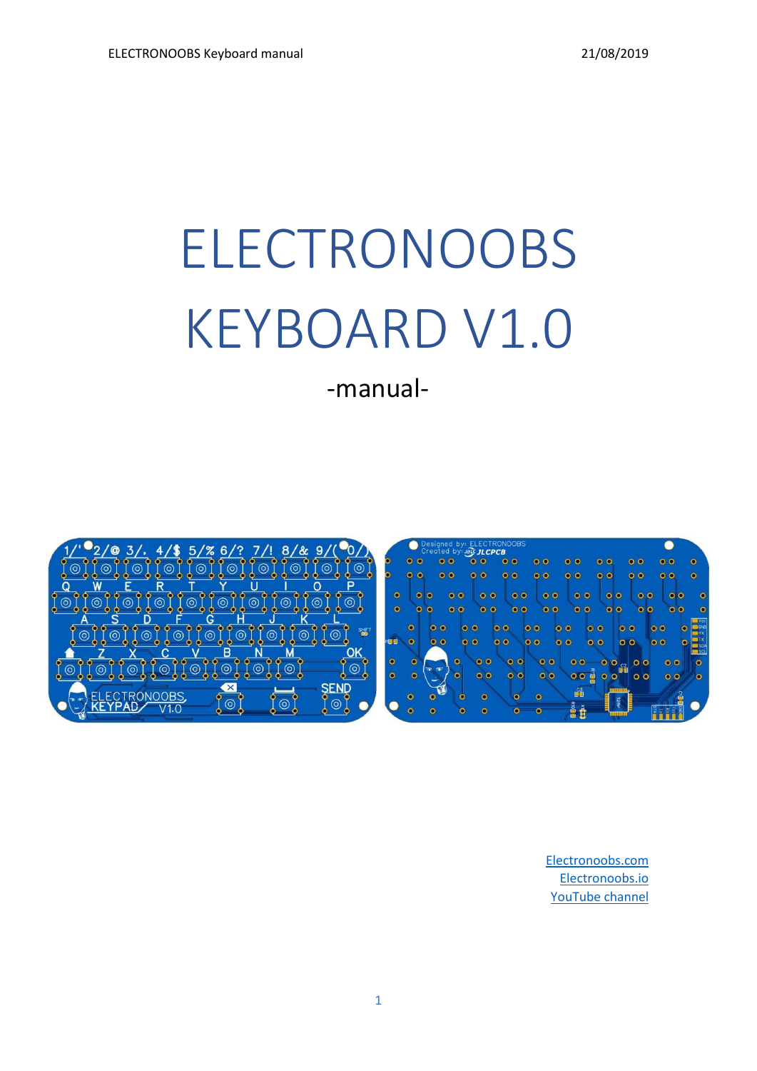# ELECTRONOOBS KEYBOARD V1.0

-manual-

[Electronoobs.com](Electronoobs.com)
[Electronoobs.io](Electronoobs.io)
[YouTube channel]()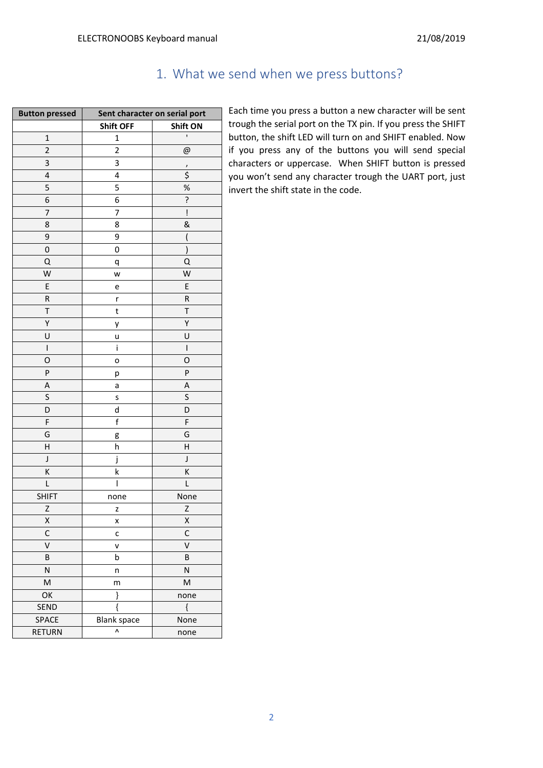## 1. What we send when we press buttons?

| Button pressed | Sent character on serial port | |
|---|---|---|
| | Shift OFF | Shift ON |
| 1 | 1 | ' |
| 2 | 2 | @ |
| 3 | 3 | , |
| 4 | 4 | $ |
| 5 | 5 | % |
| 6 | 6 | ? |
| 7 | 7 | ! |
| 8 | 8 | & |
| 9 | 9 | ( |
| 0 | 0 | ) |
| Q | q | Q |
| W | w | W |
| E | e | E |
| R | r | R |
| T | t | T |
| Y | y | Y |
| U | u | U |
| I | i | I |
| O | o | O |
| P | p | P |
| A | a | A |
| S | s | S |
| D | d | D |
| F | f | F |
| G | g | G |
| H | h | H |
| J | j | J |
| K | k | K |
| L | l | L |
| SHIFT | none | None |
| Z | z | Z |
| X | x | X |
| C | c | C |
| V | v | V |
| B | b | B |
| N | n | N |
| M | m | M |
| OK | } | none |
| SEND | { | { |
| SPACE | Blank space | None |
| RETURN | ^ | none |

Each time you press a button a new character will be sent trough the serial port on the TX pin. If you press the SHIFT button, the shift LED will turn on and SHIFT enabled. Now if you press any of the buttons you will send special characters or uppercase. When SHIFT button is pressed you won't send any character trough the UART port, just invert the shift state in the code.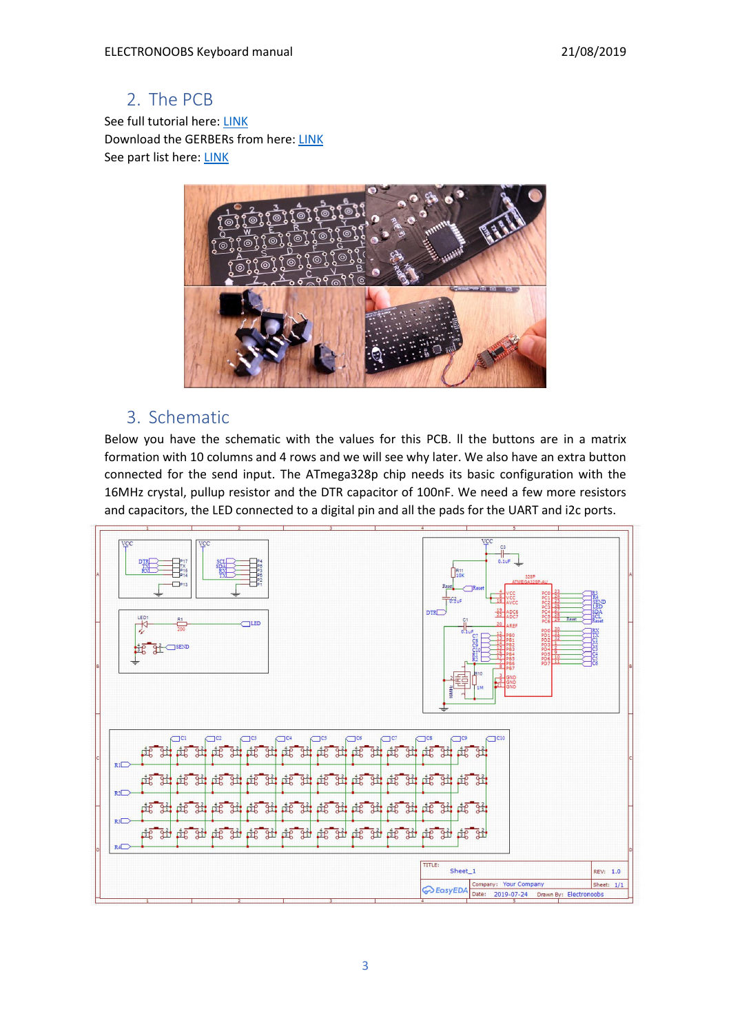## 2. The PCB

See full tutorial here: LINK

Download the GERBERs from here: LINK

See part list here: LINK

## 3. Schematic

Below you have the schematic with the values for this PCB. ll the buttons are in a matrix formation with 10 columns and 4 rows and we will see why later. We also have an extra button connected for the send input. The ATmega328p chip needs its basic configuration with the 16MHz crystal, pullup resistor and the DTR capacitor of 100nF. We need a few more resistors and capacitors, the LED connected to a digital pin and all the pads for the UART and i2c ports.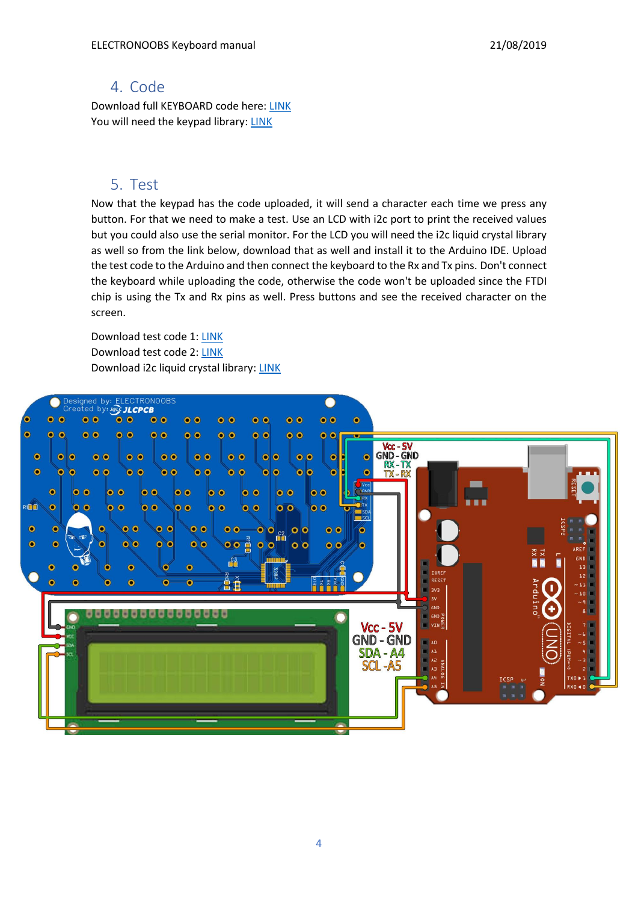## 4. Code

Download full KEYBOARD code here: LINK

You will need the keypad library: LINK

## 5. Test

Now that the keypad has the code uploaded, it will send a character each time we press any button. For that we need to make a test. Use an LCD with i2c port to print the received values but you could also use the serial monitor. For the LCD you will need the i2c liquid crystal library as well so from the link below, download that as well and install it to the Arduino IDE. Upload the test code to the Arduino and then connect the keyboard to the Rx and Tx pins. Don't connect the keyboard while uploading the code, otherwise the code won't be uploaded since the FTDI chip is using the Tx and Rx pins as well. Press buttons and see the received character on the screen.

Download test code 1: LINK

Download test code 2: LINK

Download i2c liquid crystal library: LINK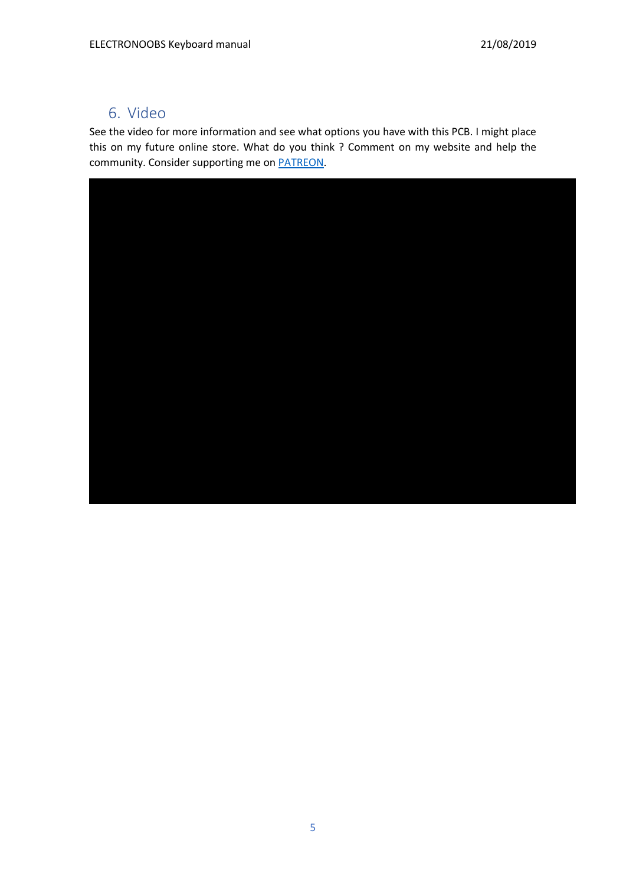## 6. Video

See the video for more information and see what options you have with this PCB. I might place this on my future online store. What do you think ? Comment on my website and help the community. Consider supporting me on PATREON.